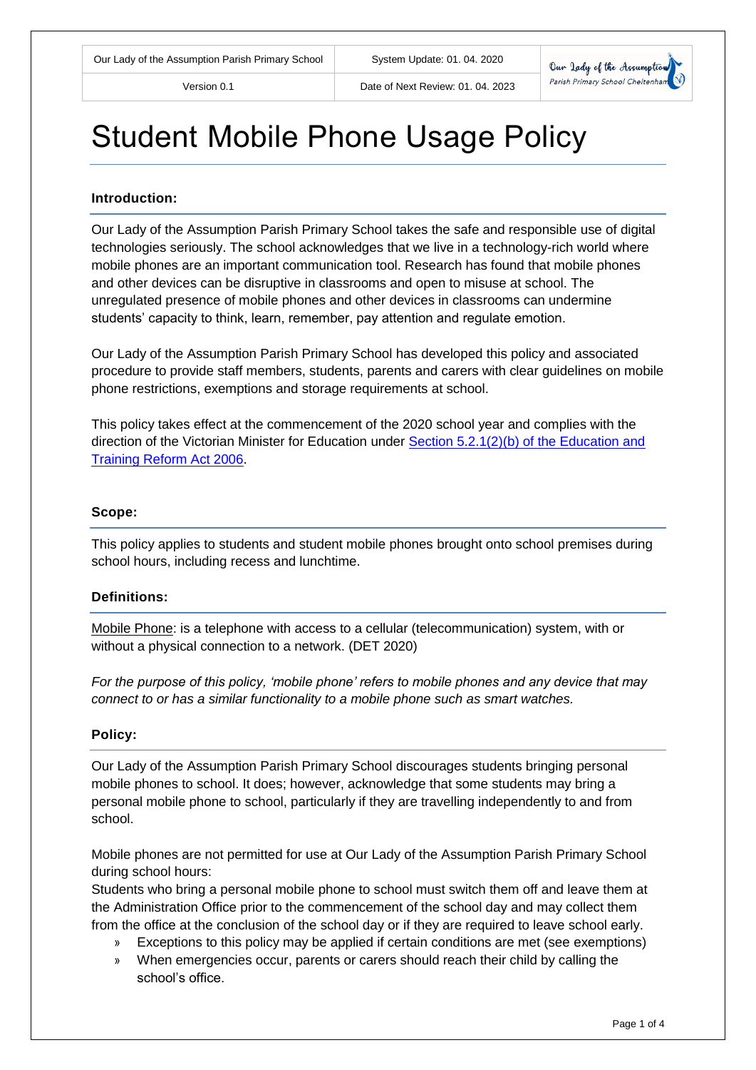| Our Lady of the Assumption Parish Primary School | System Update: 01. 04. 2020 | Our Lady of the Assumption Parish Primary School Cheltenham |
| --- | --- | --- |
| Version 0.1 | Date of Next Review: 01. 04. 2023 | |

# Student Mobile Phone Usage Policy

### Introduction:

Our Lady of the Assumption Parish Primary School takes the safe and responsible use of digital technologies seriously. The school acknowledges that we live in a technology-rich world where mobile phones are an important communication tool. Research has found that mobile phones and other devices can be disruptive in classrooms and open to misuse at school. The unregulated presence of mobile phones and other devices in classrooms can undermine students' capacity to think, learn, remember, pay attention and regulate emotion.

Our Lady of the Assumption Parish Primary School has developed this policy and associated procedure to provide staff members, students, parents and carers with clear guidelines on mobile phone restrictions, exemptions and storage requirements at school.

This policy takes effect at the commencement of the 2020 school year and complies with the direction of the Victorian Minister for Education under [Section 5.2.1(2)(b) of the Education and Training Reform Act 2006](#).

### Scope:

This policy applies to students and student mobile phones brought onto school premises during school hours, including recess and lunchtime.

### Definitions:

Mobile Phone: is a telephone with access to a cellular (telecommunication) system, with or without a physical connection to a network. (DET 2020)

*For the purpose of this policy, 'mobile phone' refers to mobile phones and any device that may connect to or has a similar functionality to a mobile phone such as smart watches.*

### Policy:

Our Lady of the Assumption Parish Primary School discourages students bringing personal mobile phones to school. It does; however, acknowledge that some students may bring a personal mobile phone to school, particularly if they are travelling independently to and from school.

Mobile phones are not permitted for use at Our Lady of the Assumption Parish Primary School during school hours:
Students who bring a personal mobile phone to school must switch them off and leave them at the Administration Office prior to the commencement of the school day and may collect them from the office at the conclusion of the school day or if they are required to leave school early.

- Exceptions to this policy may be applied if certain conditions are met (see exemptions)
- When emergencies occur, parents or carers should reach their child by calling the school's office.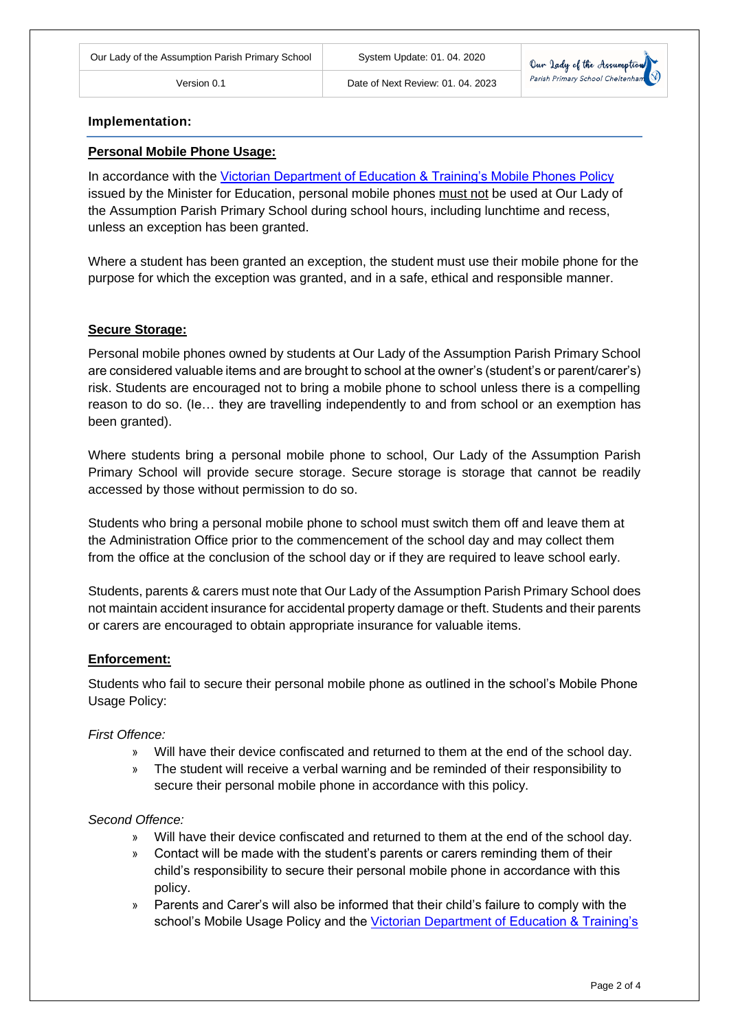**Implementation:**

**Personal Mobile Phone Usage:**

In accordance with the Victorian Department of Education & Training's Mobile Phones Policy issued by the Minister for Education, personal mobile phones must not be used at Our Lady of the Assumption Parish Primary School during school hours, including lunchtime and recess, unless an exception has been granted.

Where a student has been granted an exception, the student must use their mobile phone for the purpose for which the exception was granted, and in a safe, ethical and responsible manner.

**Secure Storage:**

Personal mobile phones owned by students at Our Lady of the Assumption Parish Primary School are considered valuable items and are brought to school at the owner's (student's or parent/carer's) risk. Students are encouraged not to bring a mobile phone to school unless there is a compelling reason to do so. (Ie… they are travelling independently to and from school or an exemption has been granted).

Where students bring a personal mobile phone to school, Our Lady of the Assumption Parish Primary School will provide secure storage. Secure storage is storage that cannot be readily accessed by those without permission to do so.

Students who bring a personal mobile phone to school must switch them off and leave them at the Administration Office prior to the commencement of the school day and may collect them from the office at the conclusion of the school day or if they are required to leave school early.

Students, parents & carers must note that Our Lady of the Assumption Parish Primary School does not maintain accident insurance for accidental property damage or theft. Students and their parents or carers are encouraged to obtain appropriate insurance for valuable items.

**Enforcement:**

Students who fail to secure their personal mobile phone as outlined in the school's Mobile Phone Usage Policy:

*First Offence:*

- Will have their device confiscated and returned to them at the end of the school day.
- The student will receive a verbal warning and be reminded of their responsibility to secure their personal mobile phone in accordance with this policy.

*Second Offence:*

- Will have their device confiscated and returned to them at the end of the school day.
- Contact will be made with the student's parents or carers reminding them of their child's responsibility to secure their personal mobile phone in accordance with this policy.
- Parents and Carer's will also be informed that their child's failure to comply with the school's Mobile Usage Policy and the Victorian Department of Education & Training's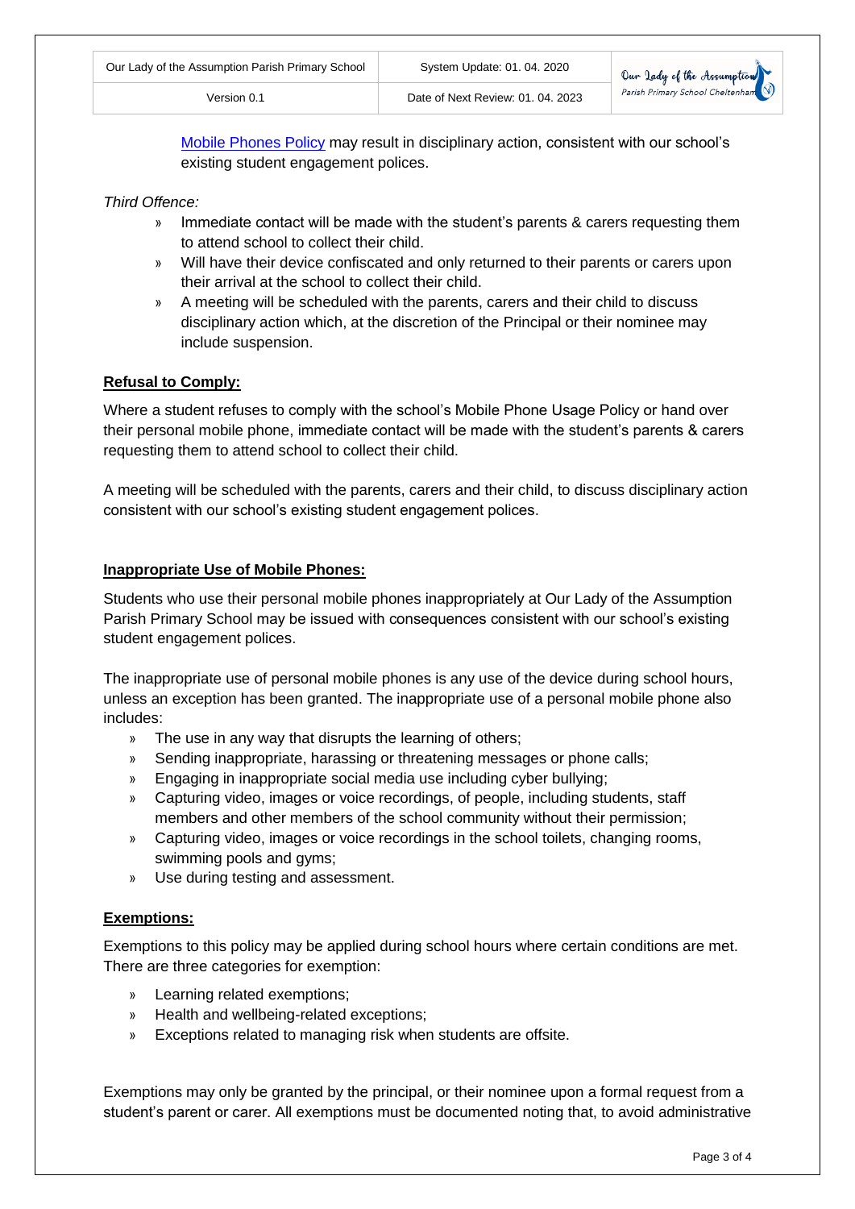[Mobile Phones Policy] may result in disciplinary action, consistent with our school's existing student engagement polices.

*Third Offence:*

- Immediate contact will be made with the student's parents & carers requesting them to attend school to collect their child.
- Will have their device confiscated and only returned to their parents or carers upon their arrival at the school to collect their child.
- A meeting will be scheduled with the parents, carers and their child to discuss disciplinary action which, at the discretion of the Principal or their nominee may include suspension.

**Refusal to Comply:**

Where a student refuses to comply with the school's Mobile Phone Usage Policy or hand over their personal mobile phone, immediate contact will be made with the student's parents & carers requesting them to attend school to collect their child.

A meeting will be scheduled with the parents, carers and their child, to discuss disciplinary action consistent with our school's existing student engagement polices.

**Inappropriate Use of Mobile Phones:**

Students who use their personal mobile phones inappropriately at Our Lady of the Assumption Parish Primary School may be issued with consequences consistent with our school's existing student engagement polices.

The inappropriate use of personal mobile phones is any use of the device during school hours, unless an exception has been granted. The inappropriate use of a personal mobile phone also includes:

- The use in any way that disrupts the learning of others;
- Sending inappropriate, harassing or threatening messages or phone calls;
- Engaging in inappropriate social media use including cyber bullying;
- Capturing video, images or voice recordings, of people, including students, staff members and other members of the school community without their permission;
- Capturing video, images or voice recordings in the school toilets, changing rooms, swimming pools and gyms;
- Use during testing and assessment.

**Exemptions:**

Exemptions to this policy may be applied during school hours where certain conditions are met. There are three categories for exemption:

- Learning related exemptions;
- Health and wellbeing-related exceptions;
- Exceptions related to managing risk when students are offsite.

Exemptions may only be granted by the principal, or their nominee upon a formal request from a student's parent or carer. All exemptions must be documented noting that, to avoid administrative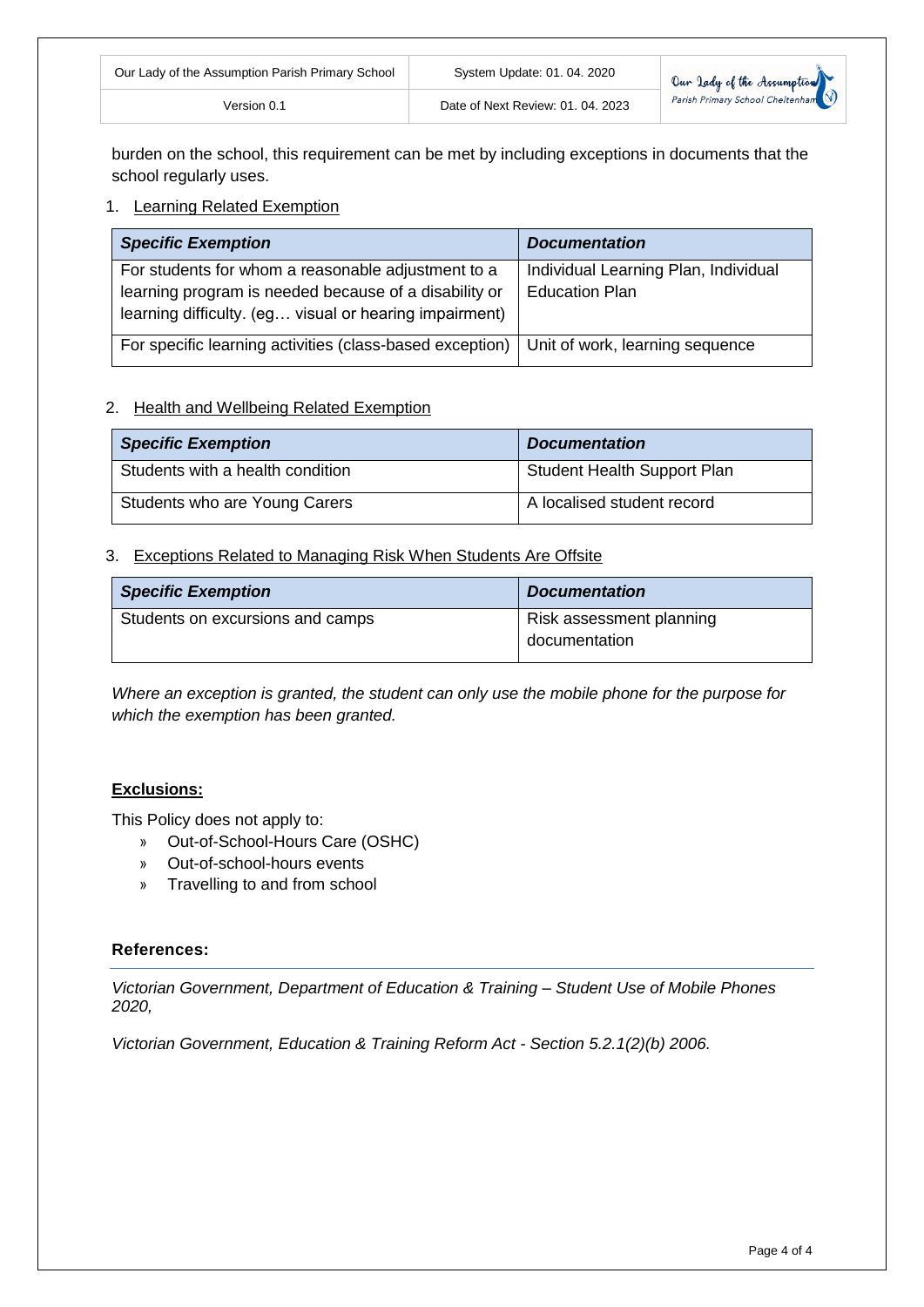burden on the school, this requirement can be met by including exceptions in documents that the school regularly uses.

1. Learning Related Exemption

| ***Specific Exemption*** | ***Documentation*** |
|---|---|
| For students for whom a reasonable adjustment to a learning program is needed because of a disability or learning difficulty. (eg… visual or hearing impairment) | Individual Learning Plan, Individual Education Plan |
| For specific learning activities (class-based exception) | Unit of work, learning sequence |

2. Health and Wellbeing Related Exemption

| ***Specific Exemption*** | ***Documentation*** |
|---|---|
| Students with a health condition | Student Health Support Plan |
| Students who are Young Carers | A localised student record |

3. Exceptions Related to Managing Risk When Students Are Offsite

| ***Specific Exemption*** | ***Documentation*** |
|---|---|
| Students on excursions and camps | Risk assessment planning documentation |

*Where an exception is granted, the student can only use the mobile phone for the purpose for which the exemption has been granted.*

**Exclusions:**

This Policy does not apply to:

- Out-of-School-Hours Care (OSHC)
- Out-of-school-hours events
- Travelling to and from school

**References:**

*Victorian Government, Department of Education & Training – Student Use of Mobile Phones 2020,*

*Victorian Government, Education & Training Reform Act - Section 5.2.1(2)(b) 2006.*